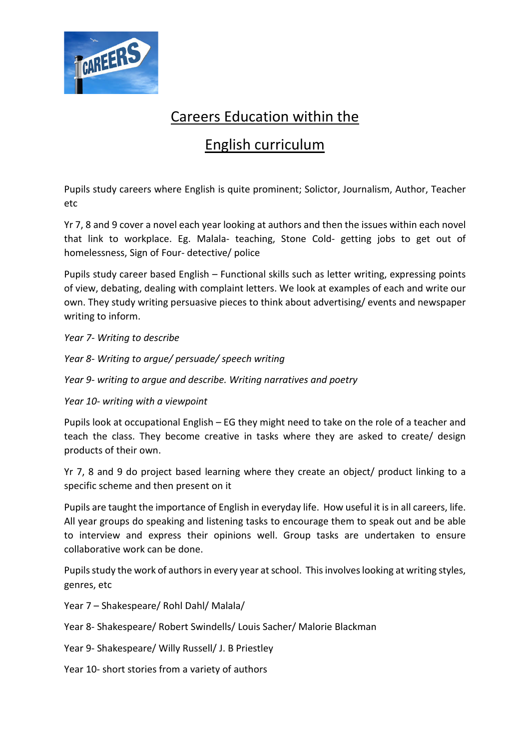# Careers Education within the English curriculum

Pupils study careers where English is quite prominent; Solictor, Journalism, Author, Teacher etc

Yr 7, 8 and 9 cover a novel each year looking at authors and then the issues within each novel that link to workplace. Eg. Malala- teaching, Stone Cold- getting jobs to get out of homelessness, Sign of Four- detective/ police

Pupils study career based English – Functional skills such as letter writing, expressing points of view, debating, dealing with complaint letters. We look at examples of each and write our own. They study writing persuasive pieces to think about advertising/ events and newspaper writing to inform.

*Year 7- Writing to describe*

*Year 8- Writing to argue/ persuade/ speech writing*

*Year 9- writing to argue and describe. Writing narratives and poetry*

*Year 10- writing with a viewpoint*

Pupils look at occupational English – EG they might need to take on the role of a teacher and teach the class. They become creative in tasks where they are asked to create/ design products of their own.

Yr 7, 8 and 9 do project based learning where they create an object/ product linking to a specific scheme and then present on it

Pupils are taught the importance of English in everyday life. How useful it is in all careers, life. All year groups do speaking and listening tasks to encourage them to speak out and be able to interview and express their opinions well. Group tasks are undertaken to ensure collaborative work can be done.

Pupils study the work of authors in every year at school. This involves looking at writing styles, genres, etc

Year 7 – Shakespeare/ Rohl Dahl/ Malala/

Year 8- Shakespeare/ Robert Swindells/ Louis Sacher/ Malorie Blackman

Year 9- Shakespeare/ Willy Russell/ J. B Priestley

Year 10- short stories from a variety of authors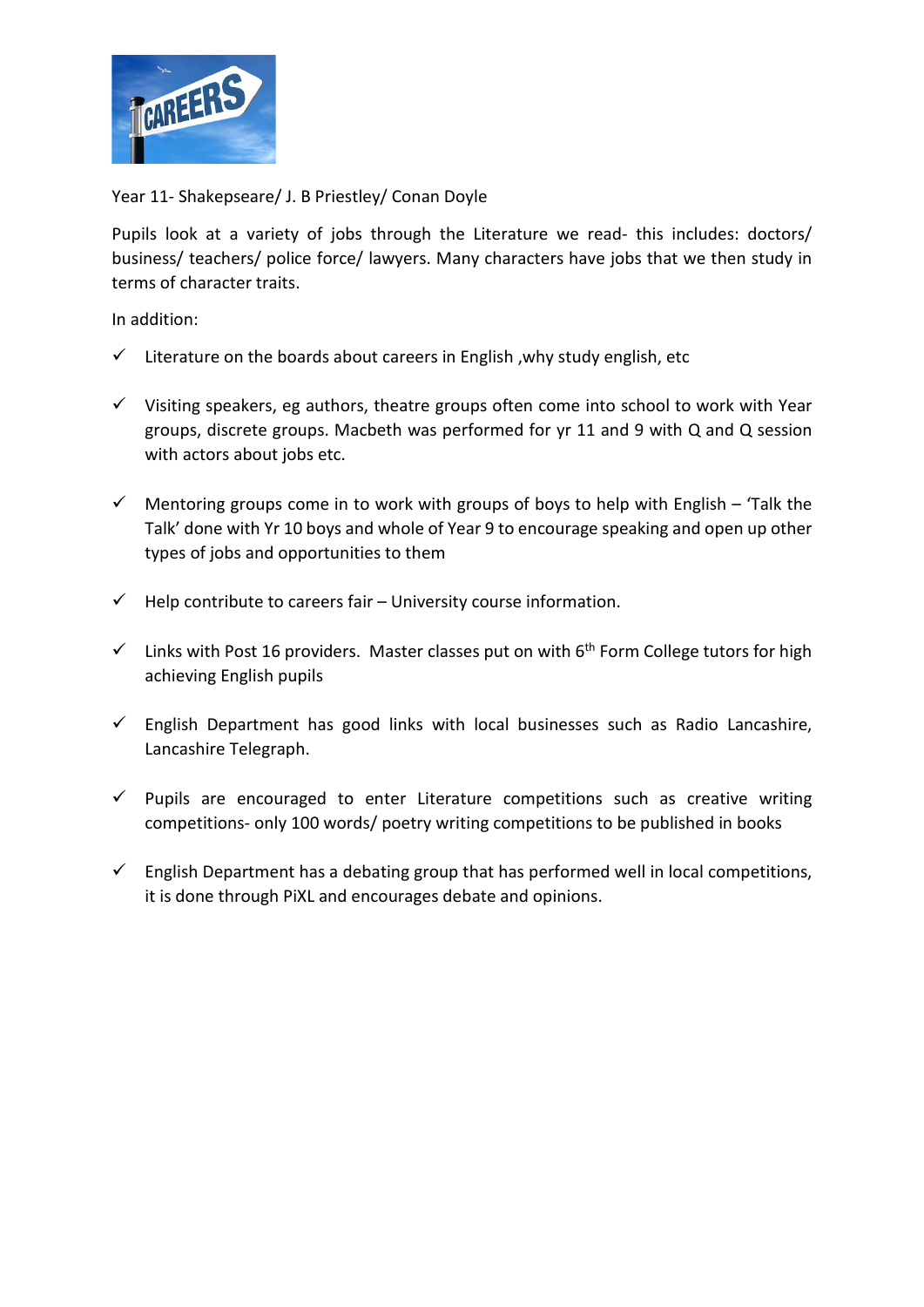Year 11- Shakepseare/ J. B Priestley/ Conan Doyle

Pupils look at a variety of jobs through the Literature we read- this includes: doctors/ business/ teachers/ police force/ lawyers. Many characters have jobs that we then study in terms of character traits.

In addition:

- ✓ Literature on the boards about careers in English ,why study english, etc
- ✓ Visiting speakers, eg authors, theatre groups often come into school to work with Year groups, discrete groups. Macbeth was performed for yr 11 and 9 with Q and Q session with actors about jobs etc.
- ✓ Mentoring groups come in to work with groups of boys to help with English – 'Talk the Talk' done with Yr 10 boys and whole of Year 9 to encourage speaking and open up other types of jobs and opportunities to them
- ✓ Help contribute to careers fair – University course information.
- ✓ Links with Post 16 providers. Master classes put on with 6th Form College tutors for high achieving English pupils
- ✓ English Department has good links with local businesses such as Radio Lancashire, Lancashire Telegraph.
- ✓ Pupils are encouraged to enter Literature competitions such as creative writing competitions- only 100 words/ poetry writing competitions to be published in books
- ✓ English Department has a debating group that has performed well in local competitions, it is done through PiXL and encourages debate and opinions.